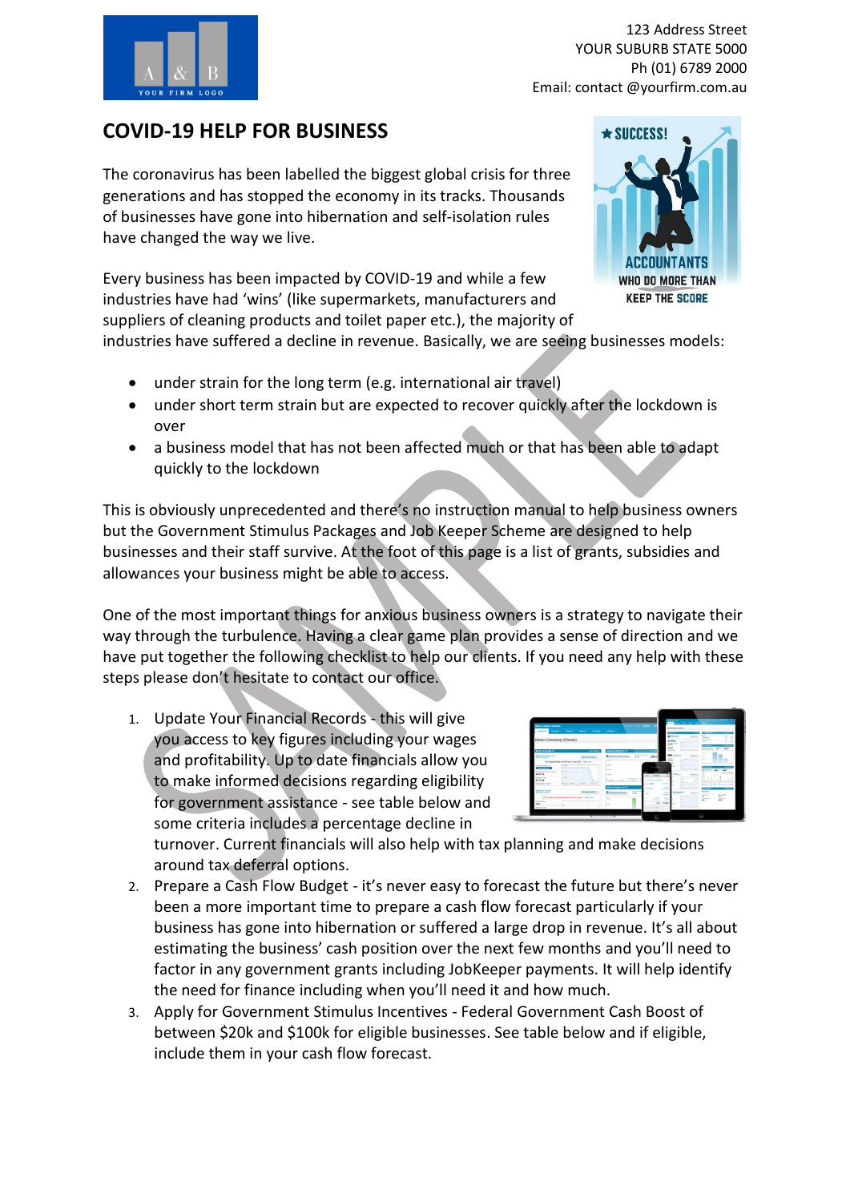123 Address Street
YOUR SUBURB STATE 5000
Ph (01) 6789 2000
Email: contact @yourfirm.com.au

# COVID-19 HELP FOR BUSINESS

The coronavirus has been labelled the biggest global crisis for three generations and has stopped the economy in its tracks. Thousands of businesses have gone into hibernation and self-isolation rules have changed the way we live.

Every business has been impacted by COVID-19 and while a few industries have had 'wins' (like supermarkets, manufacturers and suppliers of cleaning products and toilet paper etc.), the majority of industries have suffered a decline in revenue. Basically, we are seeing businesses models:

- under strain for the long term (e.g. international air travel)
- under short term strain but are expected to recover quickly after the lockdown is over
- a business model that has not been affected much or that has been able to adapt quickly to the lockdown

This is obviously unprecedented and there's no instruction manual to help business owners but the Government Stimulus Packages and Job Keeper Scheme are designed to help businesses and their staff survive. At the foot of this page is a list of grants, subsidies and allowances your business might be able to access.

One of the most important things for anxious business owners is a strategy to navigate their way through the turbulence. Having a clear game plan provides a sense of direction and we have put together the following checklist to help our clients. If you need any help with these steps please don't hesitate to contact our office.

1. Update Your Financial Records - this will give you access to key figures including your wages and profitability. Up to date financials allow you to make informed decisions regarding eligibility for government assistance - see table below and some criteria includes a percentage decline in turnover. Current financials will also help with tax planning and make decisions around tax deferral options.
2. Prepare a Cash Flow Budget - it's never easy to forecast the future but there's never been a more important time to prepare a cash flow forecast particularly if your business has gone into hibernation or suffered a large drop in revenue. It's all about estimating the business' cash position over the next few months and you'll need to factor in any government grants including JobKeeper payments. It will help identify the need for finance including when you'll need it and how much.
3. Apply for Government Stimulus Incentives - Federal Government Cash Boost of between $20k and $100k for eligible businesses. See table below and if eligible, include them in your cash flow forecast.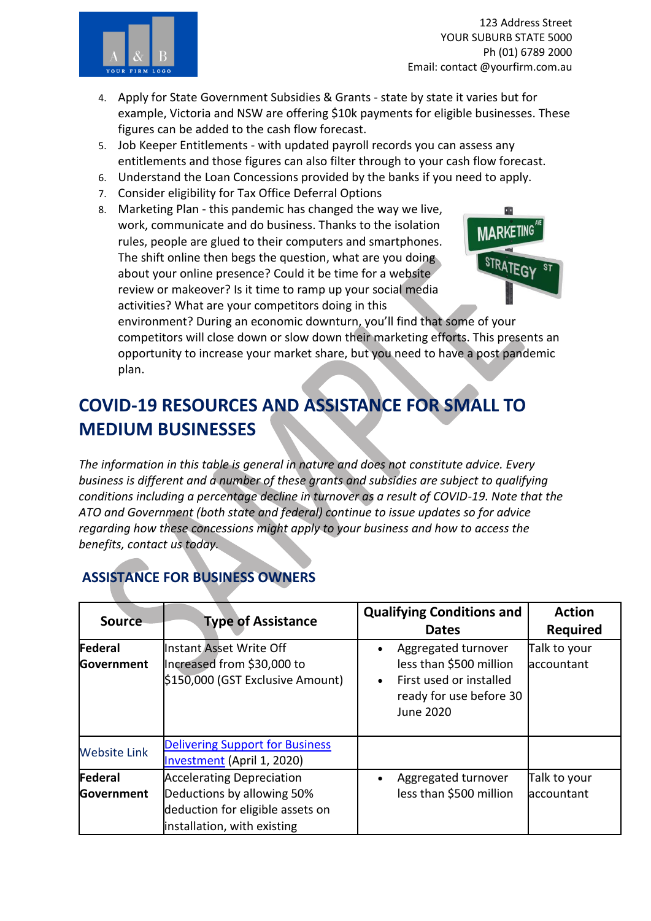4. Apply for State Government Subsidies & Grants - state by state it varies but for example, Victoria and NSW are offering $10k payments for eligible businesses. These figures can be added to the cash flow forecast.
5. Job Keeper Entitlements - with updated payroll records you can assess any entitlements and those figures can also filter through to your cash flow forecast.
6. Understand the Loan Concessions provided by the banks if you need to apply.
7. Consider eligibility for Tax Office Deferral Options
8. Marketing Plan - this pandemic has changed the way we live, work, communicate and do business. Thanks to the isolation rules, people are glued to their computers and smartphones. The shift online then begs the question, what are you doing about your online presence? Could it be time for a website review or makeover? Is it time to ramp up your social media activities? What are your competitors doing in this environment? During an economic downturn, you'll find that some of your competitors will close down or slow down their marketing efforts. This presents an opportunity to increase your market share, but you need to have a post pandemic plan.

## COVID-19 RESOURCES AND ASSISTANCE FOR SMALL TO MEDIUM BUSINESSES

*The information in this table is general in nature and does not constitute advice. Every business is different and a number of these grants and subsidies are subject to qualifying conditions including a percentage decline in turnover as a result of COVID-19. Note that the ATO and Government (both state and federal) continue to issue updates so for advice regarding how these concessions might apply to your business and how to access the benefits, contact us today.*

### ASSISTANCE FOR BUSINESS OWNERS

| Source | Type of Assistance | Qualifying Conditions and Dates | Action Required |
|---|---|---|---|
| **Federal Government** | Instant Asset Write Off Increased from $30,000 to $150,000 (GST Exclusive Amount) | • Aggregated turnover less than $500 million<br>• First used or installed ready for use before 30 June 2020 | Talk to your accountant |
| Website Link | Delivering Support for Business Investment (April 1, 2020) | | |
| **Federal Government** | Accelerating Depreciation Deductions by allowing 50% deduction for eligible assets on installation, with existing | • Aggregated turnover less than $500 million | Talk to your accountant |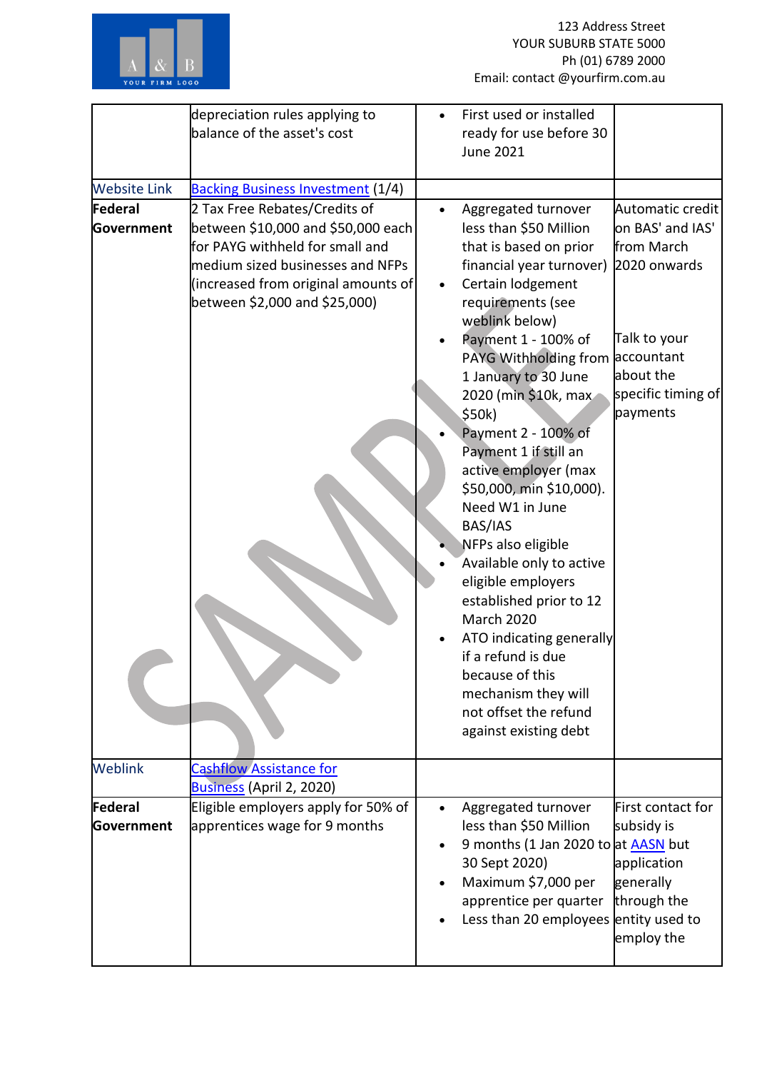| | | | |
|---|---|---|---|
| | depreciation rules applying to balance of the asset's cost | • First used or installed ready for use before 30 June 2021 | |
| Website Link | [Backing Business Investment](#) (1/4) | | |
| **Federal Government** | 2 Tax Free Rebates/Credits of between $10,000 and $50,000 each for PAYG withheld for small and medium sized businesses and NFPs (increased from original amounts of between $2,000 and $25,000) | • Aggregated turnover less than $50 Million that is based on prior financial year turnover)<br>• Certain lodgement requirements (see weblink below)<br>• Payment 1 - 100% of PAYG Withholding from 1 January to 30 June 2020 (min $10k, max $50k)<br>• Payment 2 - 100% of Payment 1 if still an active employer (max $50,000, min $10,000). Need W1 in June BAS/IAS<br>• NFPs also eligible<br>• Available only to active eligible employers established prior to 12 March 2020<br>• ATO indicating generally if a refund is due because of this mechanism they will not offset the refund against existing debt | Automatic credit on BAS' and IAS' from March 2020 onwards<br><br>Talk to your accountant about the specific timing of payments |
| Weblink | [Cashflow Assistance for Business](#) (April 2, 2020) | | |
| **Federal Government** | Eligible employers apply for 50% of apprentices wage for 9 months | • Aggregated turnover less than $50 Million<br>• 9 months (1 Jan 2020 to 30 Sept 2020)<br>• Maximum $7,000 per apprentice per quarter<br>• Less than 20 employees | First contact for subsidy is at [AASN](#) but application generally through the entity used to employ the |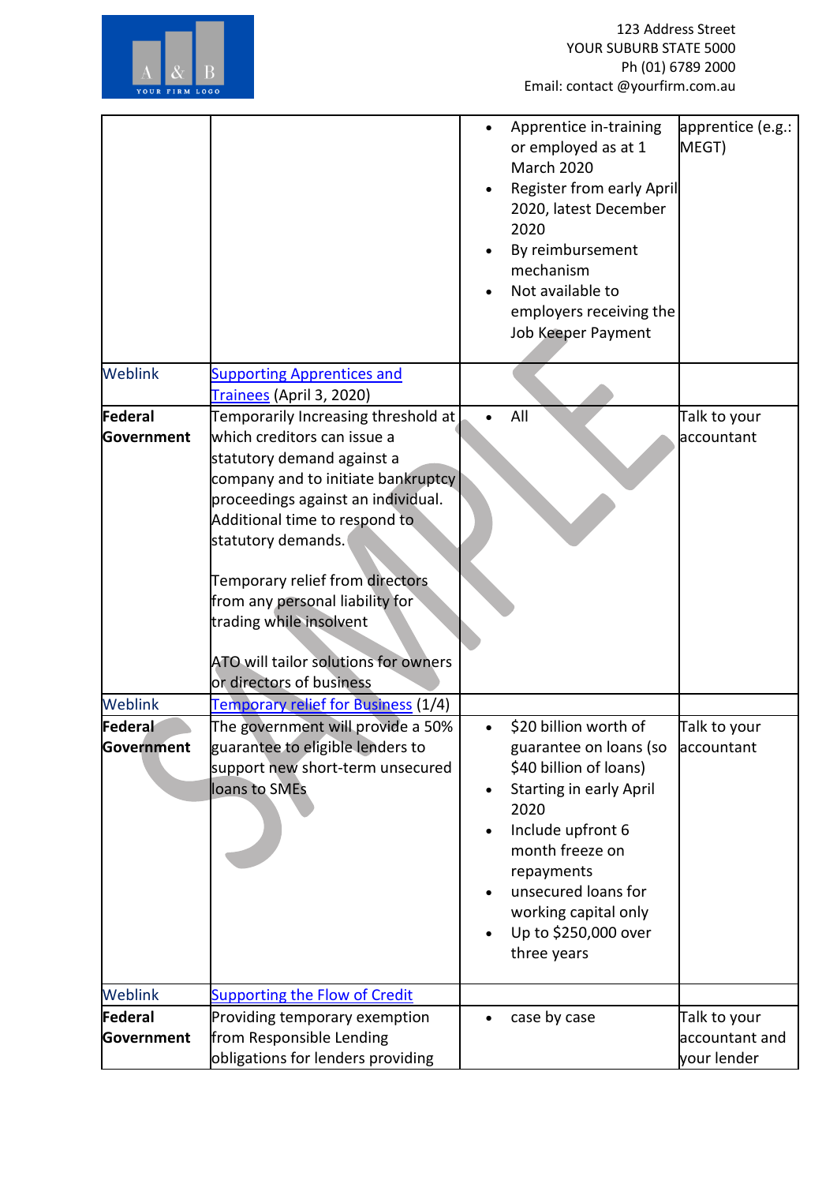|  |  |  |  |
|---|---|---|---|
|  |  | • Apprentice in-training or employed as at 1 March 2020<br>• Register from early April 2020, latest December 2020<br>• By reimbursement mechanism<br>• Not available to employers receiving the Job Keeper Payment | apprentice (e.g.: MEGT) |
| Weblink | [Supporting Apprentices and Trainees]() (April 3, 2020) |  |  |
| **Federal Government** | Temporarily Increasing threshold at which creditors can issue a statutory demand against a company and to initiate bankruptcy proceedings against an individual. Additional time to respond to statutory demands.<br><br>Temporary relief from directors from any personal liability for trading while insolvent<br><br>ATO will tailor solutions for owners or directors of business | • All | Talk to your accountant |
| Weblink | [Temporary relief for Business]() (1/4) |  |  |
| **Federal Government** | The government will provide a 50% guarantee to eligible lenders to support new short-term unsecured loans to SMEs | • $20 billion worth of guarantee on loans (so $40 billion of loans)<br>• Starting in early April 2020<br>• Include upfront 6 month freeze on repayments<br>• unsecured loans for working capital only<br>• Up to $250,000 over three years | Talk to your accountant |
| Weblink | [Supporting the Flow of Credit]() |  |  |
| **Federal Government** | Providing temporary exemption from Responsible Lending obligations for lenders providing | • case by case | Talk to your accountant and your lender |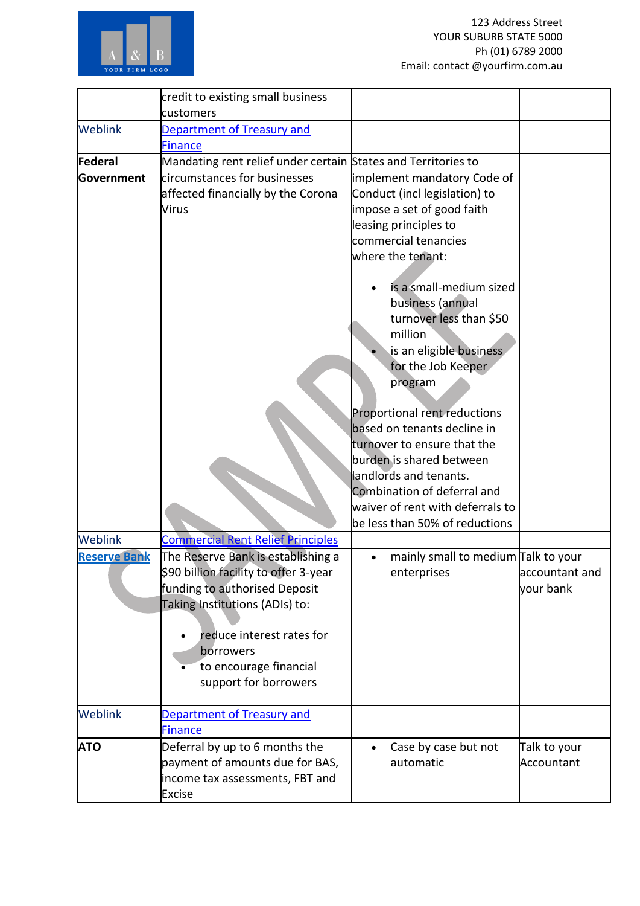| | | | |
|---|---|---|---|
| | credit to existing small business customers | | |
| Weblink | [Department of Treasury and Finance]() | | |
| **Federal Government** | Mandating rent relief under certain circumstances for businesses affected financially by the Corona Virus | States and Territories to implement mandatory Code of Conduct (incl legislation) to impose a set of good faith leasing principles to commercial tenancies where the tenant:<br><br>• is a small-medium sized business (annual turnover less than $50 million<br>• is an eligible business for the Job Keeper program<br><br>Proportional rent reductions based on tenants decline in turnover to ensure that the burden is shared between landlords and tenants. Combination of deferral and waiver of rent with deferrals to be less than 50% of reductions | |
| Weblink | [Commercial Rent Relief Principles]() | | |
| **[Reserve Bank]()** | The Reserve Bank is establishing a $90 billion facility to offer 3-year funding to authorised Deposit Taking Institutions (ADIs) to:<br><br>• reduce interest rates for borrowers<br>• to encourage financial support for borrowers | • mainly small to medium enterprises | Talk to your accountant and your bank |
| Weblink | [Department of Treasury and Finance]() | | |
| **ATO** | Deferral by up to 6 months the payment of amounts due for BAS, income tax assessments, FBT and Excise | • Case by case but not automatic | Talk to your Accountant |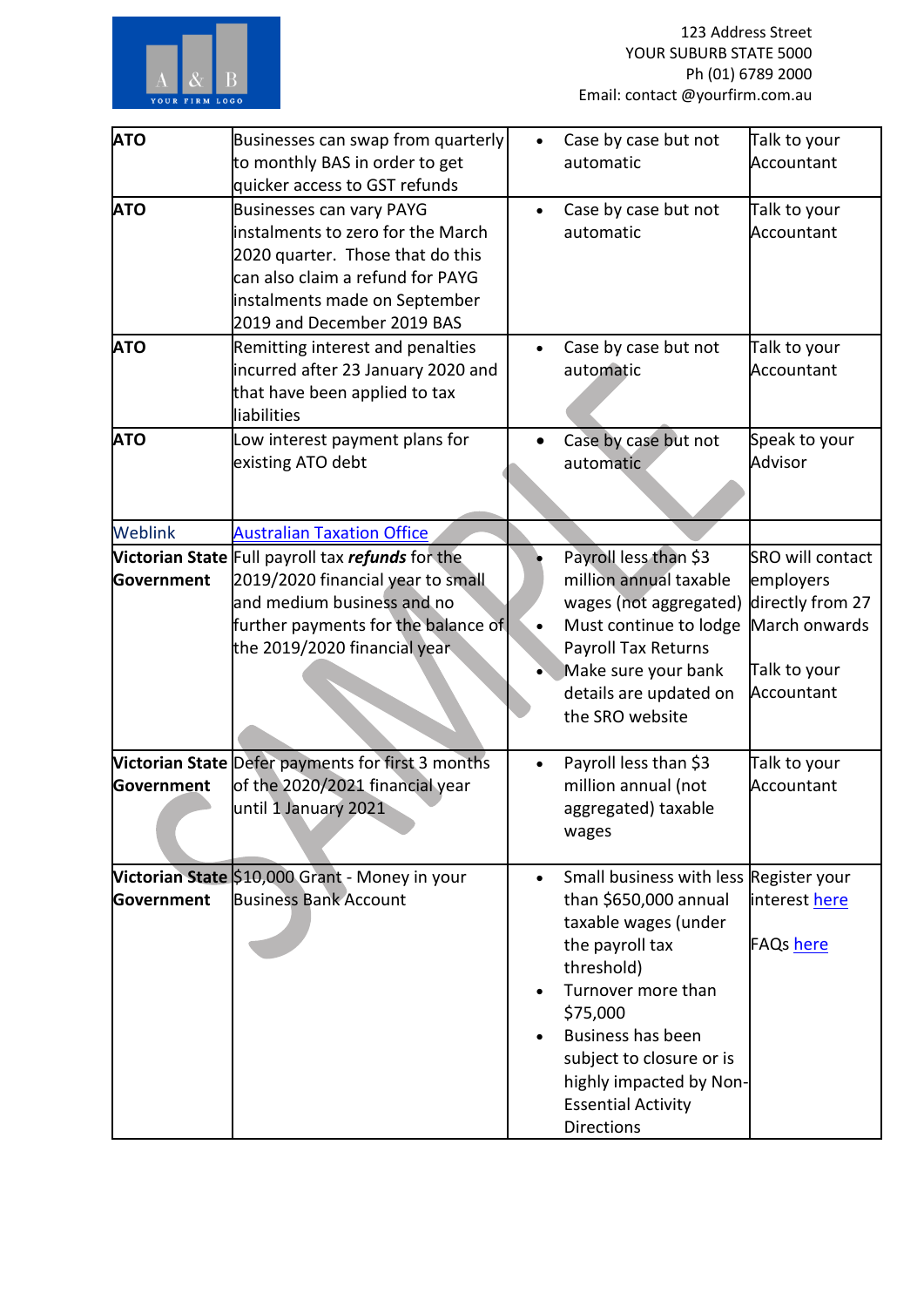| | | | |
|---|---|---|---|
| **ATO** | Businesses can swap from quarterly to monthly BAS in order to get quicker access to GST refunds | • Case by case but not automatic | Talk to your Accountant |
| **ATO** | Businesses can vary PAYG instalments to zero for the March 2020 quarter. Those that do this can also claim a refund for PAYG instalments made on September 2019 and December 2019 BAS | • Case by case but not automatic | Talk to your Accountant |
| **ATO** | Remitting interest and penalties incurred after 23 January 2020 and that have been applied to tax liabilities | • Case by case but not automatic | Talk to your Accountant |
| **ATO** | Low interest payment plans for existing ATO debt | • Case by case but not automatic | Speak to your Advisor |
| Weblink | Australian Taxation Office | | |
| **Victorian State Government** | Full payroll tax ***refunds*** for the 2019/2020 financial year to small and medium business and no further payments for the balance of the 2019/2020 financial year | • Payroll less than $3 million annual taxable wages (not aggregated)<br>• Must continue to lodge Payroll Tax Returns<br>• Make sure your bank details are updated on the SRO website | SRO will contact employers directly from 27 March onwards<br><br>Talk to your Accountant |
| **Victorian State Government** | Defer payments for first 3 months of the 2020/2021 financial year until 1 January 2021 | • Payroll less than $3 million annual (not aggregated) taxable wages | Talk to your Accountant |
| **Victorian State Government** | $10,000 Grant - Money in your Business Bank Account | • Small business with less than $650,000 annual taxable wages (under the payroll tax threshold)<br>• Turnover more than $75,000<br>• Business has been subject to closure or is highly impacted by Non-Essential Activity Directions | Register your interest here<br><br>FAQs here |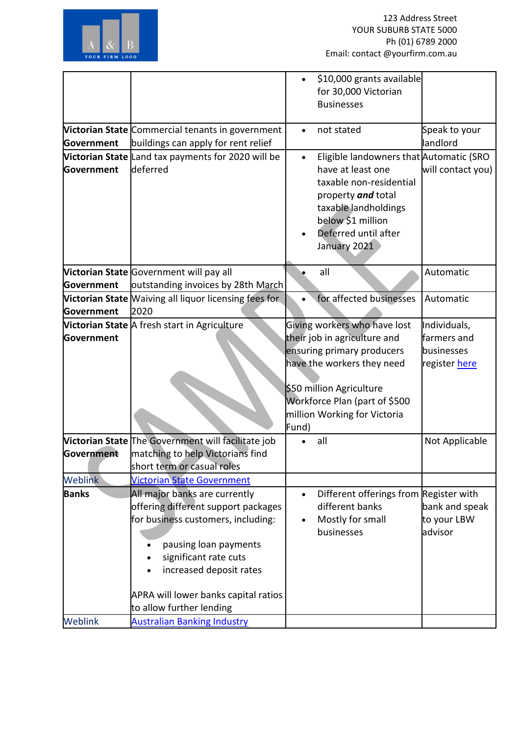| | | | |
|---|---|---|---|
| | | • $10,000 grants available for 30,000 Victorian Businesses | |
| **Victorian State Government** | Commercial tenants in government buildings can apply for rent relief | • not stated | Speak to your landlord |
| **Victorian State Government** | Land tax payments for 2020 will be deferred | • Eligible landowners that have at least one taxable non-residential property ***and*** total taxable landholdings below $1 million<br>• Deferred until after January 2021 | Automatic (SRO will contact you) |
| **Victorian State Government** | Government will pay all outstanding invoices by 28th March | • all | Automatic |
| **Victorian State Government** | Waiving all liquor licensing fees for 2020 | • for affected businesses | Automatic |
| **Victorian State Government** | A fresh start in Agriculture | Giving workers who have lost their job in agriculture and ensuring primary producers have the workers they need<br><br>$50 million Agriculture Workforce Plan (part of $500 million Working for Victoria Fund) | Individuals, farmers and businesses register [here](here) |
| **Victorian State Government** | The Government will facilitate job matching to help Victorians find short term or casual roles | • all | Not Applicable |
| Weblink | [Victorian State Government](Victorian State Government) | | |
| **Banks** | All major banks are currently offering different support packages for business customers, including:<br>• pausing loan payments<br>• significant rate cuts<br>• increased deposit rates<br><br>APRA will lower banks capital ratios to allow further lending | • Different offerings from different banks<br>• Mostly for small businesses | Register with bank and speak to your LBW advisor |
| Weblink | [Australian Banking Industry](Australian Banking Industry) | | |